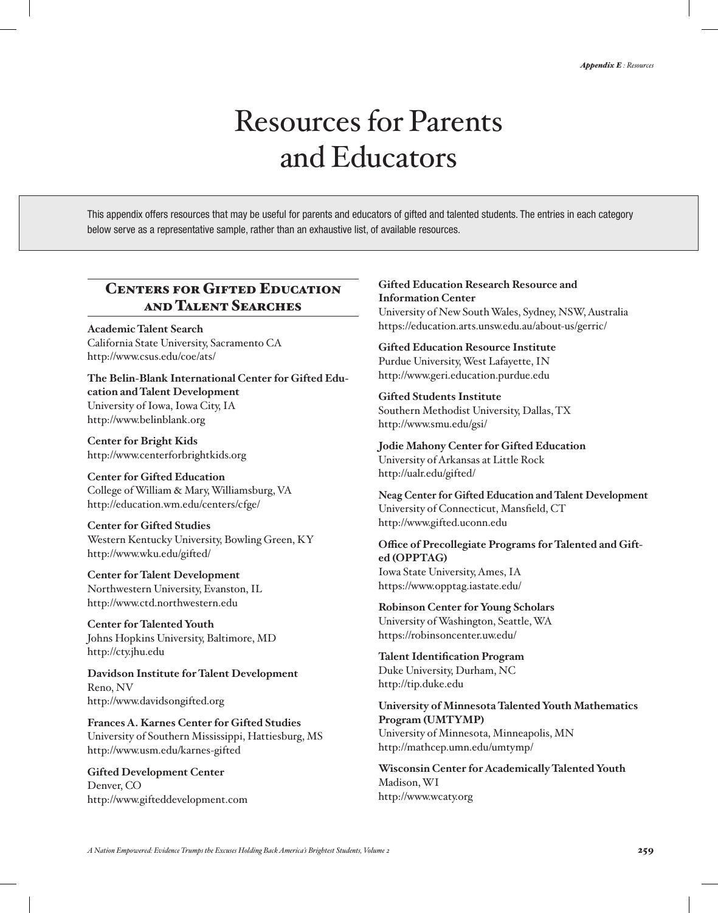# Resources for Parents and Educators

This appendix offers resources that may be useful for parents and educators of gifted and talented students. The entries in each category below serve as a representative sample, rather than an exhaustive list, of available resources.

## Centers for Gifted Education and Talent Searches

**Academic Talent Search**
California State University, Sacramento CA
http://www.csus.edu/coe/ats/

**The Belin-Blank International Center for Gifted Education and Talent Development**
University of Iowa, Iowa City, IA
http://www.belinblank.org

**Center for Bright Kids**
http://www.centerforbrightkids.org

**Center for Gifted Education**
College of William & Mary, Williamsburg, VA
http://education.wm.edu/centers/cfge/

**Center for Gifted Studies**
Western Kentucky University, Bowling Green, KY
http://www.wku.edu/gifted/

**Center for Talent Development**
Northwestern University, Evanston, IL
http://www.ctd.northwestern.edu

**Center for Talented Youth**
Johns Hopkins University, Baltimore, MD
http://cty.jhu.edu

**Davidson Institute for Talent Development**
Reno, NV
http://www.davidsongifted.org

**Frances A. Karnes Center for Gifted Studies**
University of Southern Mississippi, Hattiesburg, MS
http://www.usm.edu/karnes-gifted

**Gifted Development Center**
Denver, CO
http://www.gifteddevelopment.com

**Gifted Education Research Resource and Information Center**
University of New South Wales, Sydney, NSW, Australia
https://education.arts.unsw.edu.au/about-us/gerric/

**Gifted Education Resource Institute**
Purdue University, West Lafayette, IN
http://www.geri.education.purdue.edu

**Gifted Students Institute**
Southern Methodist University, Dallas, TX
http://www.smu.edu/gsi/

**Jodie Mahony Center for Gifted Education**
University of Arkansas at Little Rock
http://ualr.edu/gifted/

**Neag Center for Gifted Education and Talent Development**
University of Connecticut, Mansfield, CT
http://www.gifted.uconn.edu

**Office of Precollegiate Programs for Talented and Gifted (OPPTAG)**
Iowa State University, Ames, IA
https://www.opptag.iastate.edu/

**Robinson Center for Young Scholars**
University of Washington, Seattle, WA
https://robinsoncenter.uw.edu/

**Talent Identification Program**
Duke University, Durham, NC
http://tip.duke.edu

**University of Minnesota Talented Youth Mathematics Program (UMTYMP)**
University of Minnesota, Minneapolis, MN
http://mathcep.umn.edu/umtymp/

**Wisconsin Center for Academically Talented Youth**
Madison, WI
http://www.wcaty.org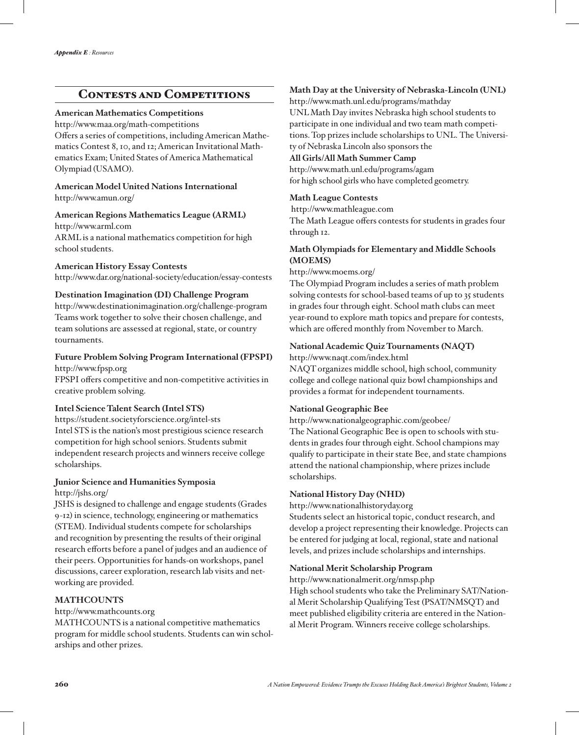## Contests and Competitions

**American Mathematics Competitions**
http://www.maa.org/math-competitions
Offers a series of competitions, including American Mathematics Contest 8, 10, and 12; American Invitational Mathematics Exam; United States of America Mathematical Olympiad (USAMO).

**American Model United Nations International**
http://www.amun.org/

**American Regions Mathematics League (ARML)**
http://www.arml.com
ARML is a national mathematics competition for high school students.

**American History Essay Contests**
http://www.dar.org/national-society/education/essay-contests

**Destination Imagination (DI) Challenge Program**
http://www.destinationimagination.org/challenge-program
Teams work together to solve their chosen challenge, and team solutions are assessed at regional, state, or country tournaments.

**Future Problem Solving Program International (FPSPI)**
http://www.fpsp.org
FPSPI offers competitive and non-competitive activities in creative problem solving.

**Intel Science Talent Search (Intel STS)**
https://student.societyforscience.org/intel-sts
Intel STS is the nation's most prestigious science research competition for high school seniors. Students submit independent research projects and winners receive college scholarships.

**Junior Science and Humanities Symposia**
http://jshs.org/
JSHS is designed to challenge and engage students (Grades 9-12) in science, technology, engineering or mathematics (STEM). Individual students compete for scholarships and recognition by presenting the results of their original research efforts before a panel of judges and an audience of their peers. Opportunities for hands-on workshops, panel discussions, career exploration, research lab visits and networking are provided.

**MATHCOUNTS**
http://www.mathcounts.org
MATHCOUNTS is a national competitive mathematics program for middle school students. Students can win scholarships and other prizes.

**Math Day at the University of Nebraska-Lincoln (UNL)**
http://www.math.unl.edu/programs/mathday
UNL Math Day invites Nebraska high school students to participate in one individual and two team math competitions. Top prizes include scholarships to UNL. The University of Nebraska Lincoln also sponsors the
**All Girls/All Math Summer Camp**
http://www.math.unl.edu/programs/agam
for high school girls who have completed geometry.

**Math League Contests**
http://www.mathleague.com
The Math League offers contests for students in grades four through 12.

**Math Olympiads for Elementary and Middle Schools (MOEMS)**
http://www.moems.org/
The Olympiad Program includes a series of math problem solving contests for school-based teams of up to 35 students in grades four through eight. School math clubs can meet year-round to explore math topics and prepare for contests, which are offered monthly from November to March.

**National Academic Quiz Tournaments (NAQT)**
http://www.naqt.com/index.html
NAQT organizes middle school, high school, community college and college national quiz bowl championships and provides a format for independent tournaments.

**National Geographic Bee**
http://www.nationalgeographic.com/geobee/
The National Geographic Bee is open to schools with students in grades four through eight. School champions may qualify to participate in their state Bee, and state champions attend the national championship, where prizes include scholarships.

**National History Day (NHD)**
http://www.nationalhistoryday.org
Students select an historical topic, conduct research, and develop a project representing their knowledge. Projects can be entered for judging at local, regional, state and national levels, and prizes include scholarships and internships.

**National Merit Scholarship Program**
http://www.nationalmerit.org/nmsp.php
High school students who take the Preliminary SAT/National Merit Scholarship Qualifying Test (PSAT/NMSQT) and meet published eligibility criteria are entered in the National Merit Program. Winners receive college scholarships.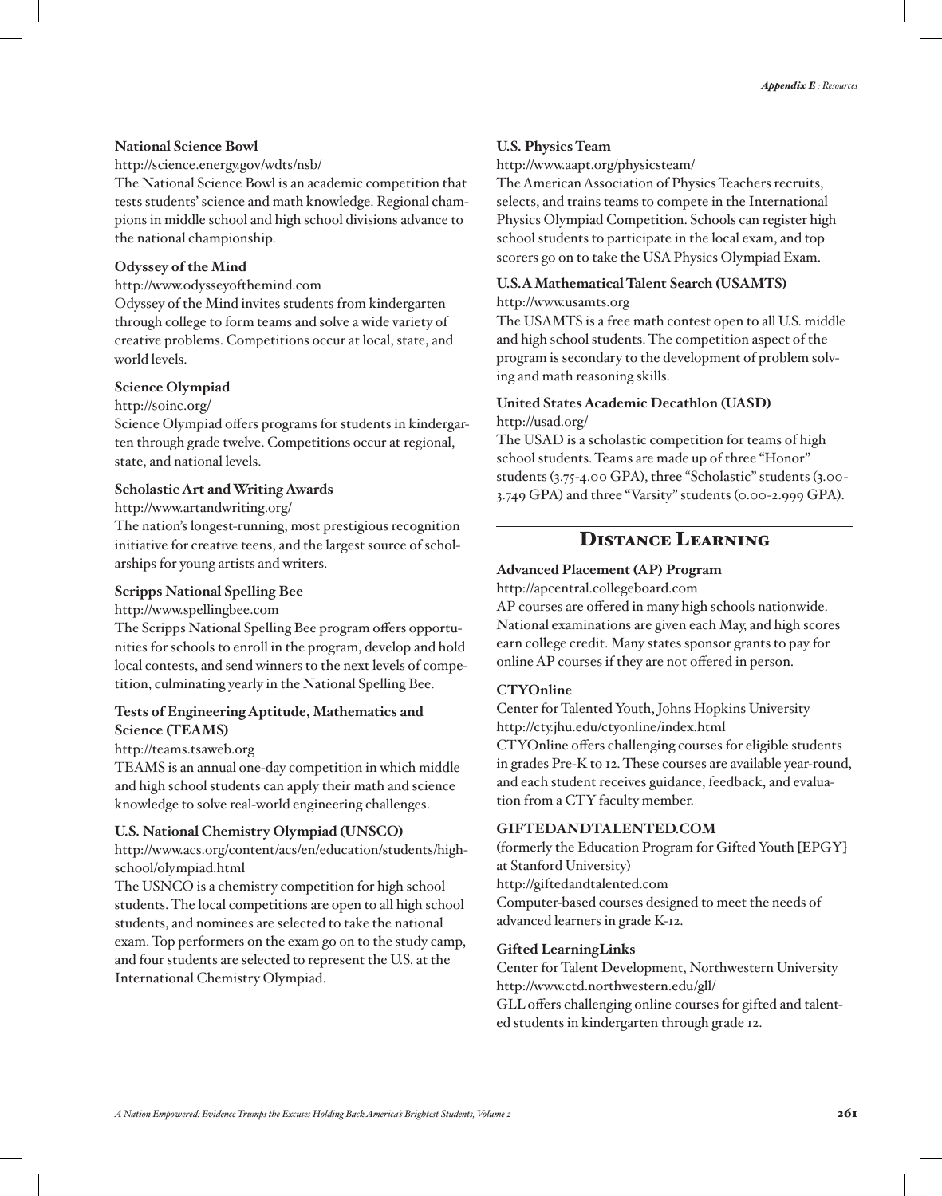**National Science Bowl**

http://science.energy.gov/wdts/nsb/

The National Science Bowl is an academic competition that tests students' science and math knowledge. Regional champions in middle school and high school divisions advance to the national championship.

**Odyssey of the Mind**

http://www.odysseyofthemind.com

Odyssey of the Mind invites students from kindergarten through college to form teams and solve a wide variety of creative problems. Competitions occur at local, state, and world levels.

**Science Olympiad**

http://soinc.org/

Science Olympiad offers programs for students in kindergarten through grade twelve. Competitions occur at regional, state, and national levels.

**Scholastic Art and Writing Awards**

http://www.artandwriting.org/

The nation's longest-running, most prestigious recognition initiative for creative teens, and the largest source of scholarships for young artists and writers.

**Scripps National Spelling Bee**

http://www.spellingbee.com

The Scripps National Spelling Bee program offers opportunities for schools to enroll in the program, develop and hold local contests, and send winners to the next levels of competition, culminating yearly in the National Spelling Bee.

**Tests of Engineering Aptitude, Mathematics and Science (TEAMS)**

http://teams.tsaweb.org

TEAMS is an annual one-day competition in which middle and high school students can apply their math and science knowledge to solve real-world engineering challenges.

**U.S. National Chemistry Olympiad (UNSCO)**

http://www.acs.org/content/acs/en/education/students/highschool/olympiad.html

The USNCO is a chemistry competition for high school students. The local competitions are open to all high school students, and nominees are selected to take the national exam. Top performers on the exam go on to the study camp, and four students are selected to represent the U.S. at the International Chemistry Olympiad.

**U.S. Physics Team**

http://www.aapt.org/physicsteam/

The American Association of Physics Teachers recruits, selects, and trains teams to compete in the International Physics Olympiad Competition. Schools can register high school students to participate in the local exam, and top scorers go on to take the USA Physics Olympiad Exam.

**U.S.A Mathematical Talent Search (USAMTS)**

http://www.usamts.org

The USAMTS is a free math contest open to all U.S. middle and high school students. The competition aspect of the program is secondary to the development of problem solving and math reasoning skills.

**United States Academic Decathlon (UASD)**

http://usad.org/

The USAD is a scholastic competition for teams of high school students. Teams are made up of three "Honor" students (3.75-4.00 GPA), three "Scholastic" students (3.00-3.749 GPA) and three "Varsity" students (0.00-2.999 GPA).

## Distance Learning

**Advanced Placement (AP) Program**

http://apcentral.collegeboard.com

AP courses are offered in many high schools nationwide. National examinations are given each May, and high scores earn college credit. Many states sponsor grants to pay for online AP courses if they are not offered in person.

**CTYOnline**

Center for Talented Youth, Johns Hopkins University

http://cty.jhu.edu/ctyonline/index.html

CTYOnline offers challenging courses for eligible students in grades Pre-K to 12. These courses are available year-round, and each student receives guidance, feedback, and evaluation from a CTY faculty member.

**GIFTEDANDTALENTED.COM**

(formerly the Education Program for Gifted Youth [EPGY] at Stanford University)

http://giftedandtalented.com

Computer-based courses designed to meet the needs of advanced learners in grade K-12.

**Gifted LearningLinks**

Center for Talent Development, Northwestern University

http://www.ctd.northwestern.edu/gll/

GLL offers challenging online courses for gifted and talented students in kindergarten through grade 12.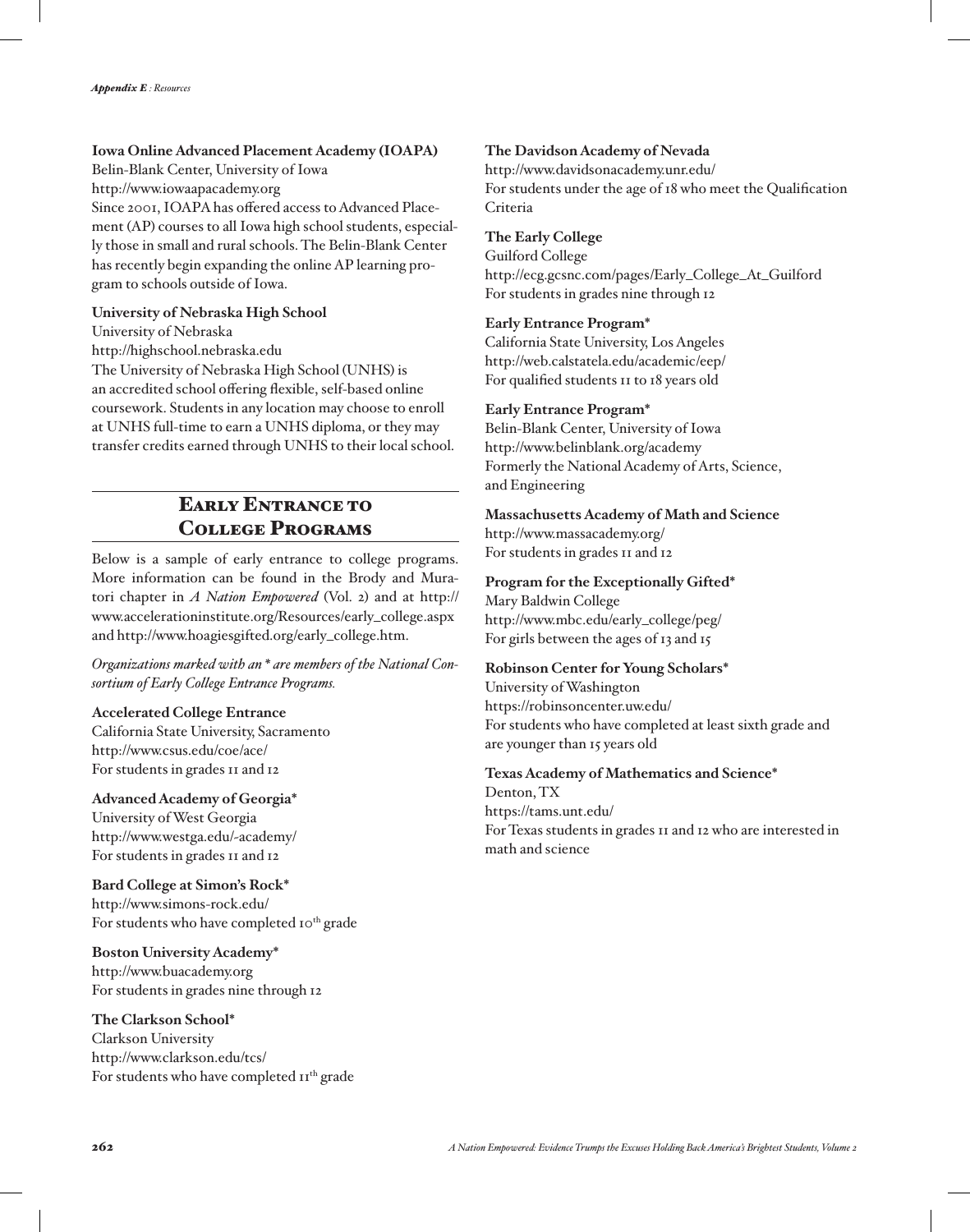**Iowa Online Advanced Placement Academy (IOAPA)**
Belin-Blank Center, University of Iowa
http://www.iowaapacademy.org
Since 2001, IOAPA has offered access to Advanced Placement (AP) courses to all Iowa high school students, especially those in small and rural schools. The Belin-Blank Center has recently begin expanding the online AP learning program to schools outside of Iowa.

**University of Nebraska High School**
University of Nebraska
http://highschool.nebraska.edu
The University of Nebraska High School (UNHS) is an accredited school offering flexible, self-based online coursework. Students in any location may choose to enroll at UNHS full-time to earn a UNHS diploma, or they may transfer credits earned through UNHS to their local school.

## Early Entrance to College Programs

Below is a sample of early entrance to college programs. More information can be found in the Brody and Muratori chapter in *A Nation Empowered* (Vol. 2) and at http://www.accelerationinstitute.org/Resources/early_college.aspx and http://www.hoagiesgifted.org/early_college.htm.

*Organizations marked with an * are members of the National Consortium of Early College Entrance Programs.*

**Accelerated College Entrance**
California State University, Sacramento
http://www.csus.edu/coe/ace/
For students in grades 11 and 12

**Advanced Academy of Georgia***
University of West Georgia
http://www.westga.edu/~academy/
For students in grades 11 and 12

**Bard College at Simon's Rock***
http://www.simons-rock.edu/
For students who have completed 10th grade

**Boston University Academy***
http://www.buacademy.org
For students in grades nine through 12

**The Clarkson School***
Clarkson University
http://www.clarkson.edu/tcs/
For students who have completed 11th grade

**The Davidson Academy of Nevada**
http://www.davidsonacademy.unr.edu/
For students under the age of 18 who meet the Qualification Criteria

**The Early College**
Guilford College
http://ecg.gcsnc.com/pages/Early_College_At_Guilford
For students in grades nine through 12

**Early Entrance Program***
California State University, Los Angeles
http://web.calstatela.edu/academic/eep/
For qualified students 11 to 18 years old

**Early Entrance Program***
Belin-Blank Center, University of Iowa
http://www.belinblank.org/academy
Formerly the National Academy of Arts, Science, and Engineering

**Massachusetts Academy of Math and Science**
http://www.massacademy.org/
For students in grades 11 and 12

**Program for the Exceptionally Gifted***
Mary Baldwin College
http://www.mbc.edu/early_college/peg/
For girls between the ages of 13 and 15

**Robinson Center for Young Scholars***
University of Washington
https://robinsoncenter.uw.edu/
For students who have completed at least sixth grade and are younger than 15 years old

**Texas Academy of Mathematics and Science***
Denton, TX
https://tams.unt.edu/
For Texas students in grades 11 and 12 who are interested in math and science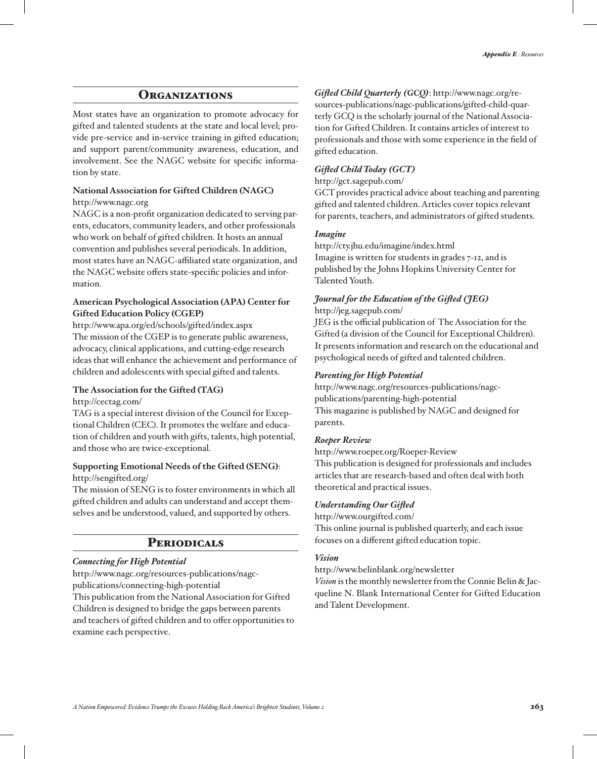## Organizations

Most states have an organization to promote advocacy for gifted and talented students at the state and local level; provide pre-service and in-service training in gifted education; and support parent/community awareness, education, and involvement. See the NAGC website for specific information by state.

**National Association for Gifted Children (NAGC)**
http://www.nagc.org
NAGC is a non-profit organization dedicated to serving parents, educators, community leaders, and other professionals who work on behalf of gifted children. It hosts an annual convention and publishes several periodicals. In addition, most states have an NAGC-affiliated state organization, and the NAGC website offers state-specific policies and information.

**American Psychological Association (APA) Center for Gifted Education Policy (CGEP)**
http://www.apa.org/ed/schools/gifted/index.aspx
The mission of the CGEP is to generate public awareness, advocacy, clinical applications, and cutting-edge research ideas that will enhance the achievement and performance of children and adolescents with special gifted and talents.

**The Association for the Gifted (TAG)**
http://cectag.com/
TAG is a special interest division of the Council for Exceptional Children (CEC). It promotes the welfare and education of children and youth with gifts, talents, high potential, and those who are twice-exceptional.

**Supporting Emotional Needs of the Gifted (SENG)**:
http://sengifted.org/
The mission of SENG is to foster environments in which all gifted children and adults can understand and accept themselves and be understood, valued, and supported by others.

## Periodicals

***Connecting for High Potential***
http://www.nagc.org/resources-publications/nagc-publications/connecting-high-potential
This publication from the National Association for Gifted Children is designed to bridge the gaps between parents and teachers of gifted children and to offer opportunities to examine each perspective.

***Gifted Child Quarterly (GCQ)***: http://www.nagc.org/resources-publications/nagc-publications/gifted-child-quarterly GCQ is the scholarly journal of the National Association for Gifted Children. It contains articles of interest to professionals and those with some experience in the field of gifted education.

***Gifted Child Today (GCT)***
http://gct.sagepub.com/
GCT provides practical advice about teaching and parenting gifted and talented children. Articles cover topics relevant for parents, teachers, and administrators of gifted students.

***Imagine***
http://cty.jhu.edu/imagine/index.html
Imagine is written for students in grades 7-12, and is published by the Johns Hopkins University Center for Talented Youth.

***Journal for the Education of the Gifted (JEG)***
http://jeg.sagepub.com/
JEG is the official publication of The Association for the Gifted (a division of the Council for Exceptional Children). It presents information and research on the educational and psychological needs of gifted and talented children.

***Parenting for High Potential***
http://www.nagc.org/resources-publications/nagc-publications/parenting-high-potential
This magazine is published by NAGC and designed for parents.

***Roeper Review***
http://www.roeper.org/Roeper-Review
This publication is designed for professionals and includes articles that are research-based and often deal with both theoretical and practical issues.

***Understanding Our Gifted***
http://www.ourgifted.com/
This online journal is published quarterly, and each issue focuses on a different gifted education topic.

***Vision***
http://www.belinblank.org/newsletter
*Vision* is the monthly newsletter from the Connie Belin & Jacqueline N. Blank International Center for Gifted Education and Talent Development.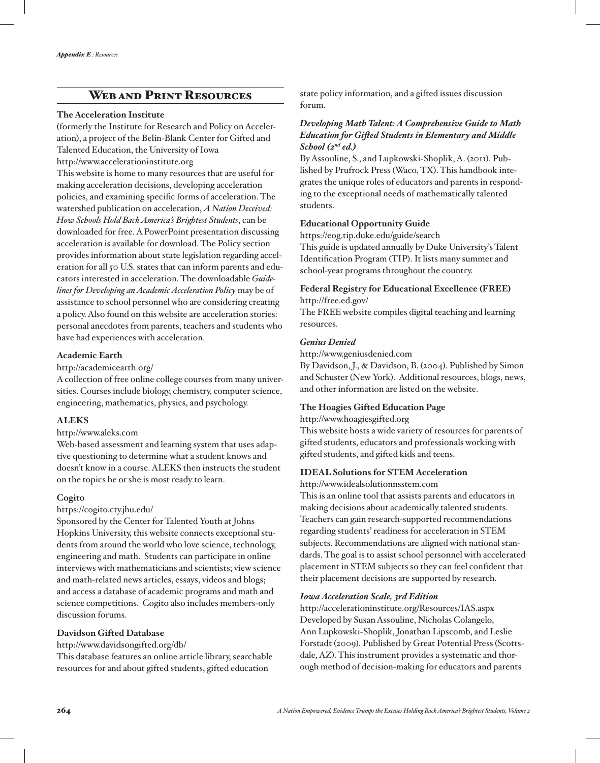## Web and Print Resources

**The Acceleration Institute**
(formerly the Institute for Research and Policy on Acceleration), a project of the Belin-Blank Center for Gifted and Talented Education, the University of Iowa
http://www.accelerationinstitute.org
This website is home to many resources that are useful for making acceleration decisions, developing acceleration policies, and examining specific forms of acceleration. The watershed publication on acceleration, *A Nation Deceived: How Schools Hold Back America's Brightest Students*, can be downloaded for free. A PowerPoint presentation discussing acceleration is available for download. The Policy section provides information about state legislation regarding acceleration for all 50 U.S. states that can inform parents and educators interested in acceleration. The downloadable *Guidelines for Developing an Academic Acceleration Policy* may be of assistance to school personnel who are considering creating a policy. Also found on this website are acceleration stories: personal anecdotes from parents, teachers and students who have had experiences with acceleration.

**Academic Earth**
http://academicearth.org/
A collection of free online college courses from many universities. Courses include biology, chemistry, computer science, engineering, mathematics, physics, and psychology.

**ALEKS**
http://www.aleks.com
Web-based assessment and learning system that uses adaptive questioning to determine what a student knows and doesn't know in a course. ALEKS then instructs the student on the topics he or she is most ready to learn.

**Cogito**
https://cogito.cty.jhu.edu/
Sponsored by the Center for Talented Youth at Johns Hopkins University, this website connects exceptional students from around the world who love science, technology, engineering and math. Students can participate in online interviews with mathematicians and scientists; view science and math-related news articles, essays, videos and blogs; and access a database of academic programs and math and science competitions. Cogito also includes members-only discussion forums.

**Davidson Gifted Database**
http://www.davidsongifted.org/db/
This database features an online article library, searchable resources for and about gifted students, gifted education state policy information, and a gifted issues discussion forum.

***Developing Math Talent: A Comprehensive Guide to Math Education for Gifted Students in Elementary and Middle School (2nd ed.)***
By Assouline, S., and Lupkowski-Shoplik, A. (2011). Published by Prufrock Press (Waco, TX). This handbook integrates the unique roles of educators and parents in responding to the exceptional needs of mathematically talented students.

**Educational Opportunity Guide**
https://eog.tip.duke.edu/guide/search
This guide is updated annually by Duke University's Talent Identification Program (TIP). It lists many summer and school-year programs throughout the country.

**Federal Registry for Educational Excellence (FREE)**
http://free.ed.gov/
The FREE website compiles digital teaching and learning resources.

***Genius Denied***
http://www.geniusdenied.com
By Davidson, J., & Davidson, B. (2004). Published by Simon and Schuster (New York). Additional resources, blogs, news, and other information are listed on the website.

**The Hoagies Gifted Education Page**
http://www.hoagiesgifted.org
This website hosts a wide variety of resources for parents of gifted students, educators and professionals working with gifted students, and gifted kids and teens.

**IDEAL Solutions for STEM Acceleration**
http://www.idealsolutionnsstem.com
This is an online tool that assists parents and educators in making decisions about academically talented students. Teachers can gain research-supported recommendations regarding students' readiness for acceleration in STEM subjects. Recommendations are aligned with national standards. The goal is to assist school personnel with accelerated placement in STEM subjects so they can feel confident that their placement decisions are supported by research.

***Iowa Acceleration Scale, 3rd Edition***
http://accelerationinstitute.org/Resources/IAS.aspx
Developed by Susan Assouline, Nicholas Colangelo, Ann Lupkowski-Shoplik, Jonathan Lipscomb, and Leslie Forstadt (2009). Published by Great Potential Press (Scottsdale, AZ). This instrument provides a systematic and thorough method of decision-making for educators and parents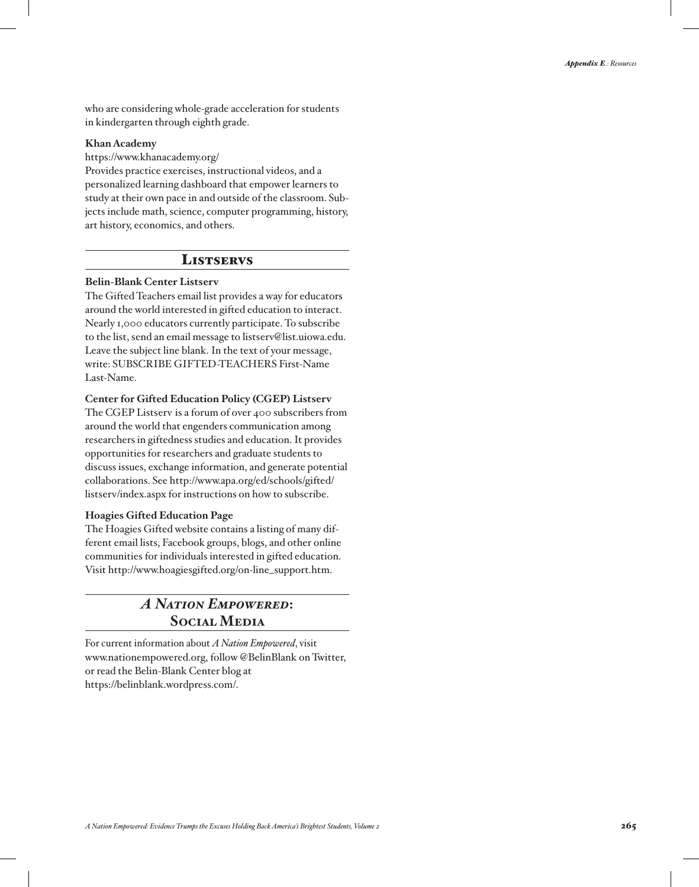who are considering whole-grade acceleration for students in kindergarten through eighth grade.

**Khan Academy**
https://www.khanacademy.org/
Provides practice exercises, instructional videos, and a personalized learning dashboard that empower learners to study at their own pace in and outside of the classroom. Subjects include math, science, computer programming, history, art history, economics, and others.

## Listservs

**Belin-Blank Center Listserv**
The Gifted Teachers email list provides a way for educators around the world interested in gifted education to interact. Nearly 1,000 educators currently participate. To subscribe to the list, send an email message to listserv@list.uiowa.edu. Leave the subject line blank. In the text of your message, write: SUBSCRIBE GIFTED-TEACHERS First-Name Last-Name.

**Center for Gifted Education Policy (CGEP) Listserv**
The CGEP Listserv is a forum of over 400 subscribers from around the world that engenders communication among researchers in giftedness studies and education. It provides opportunities for researchers and graduate students to discuss issues, exchange information, and generate potential collaborations. See http://www.apa.org/ed/schools/gifted/listserv/index.aspx for instructions on how to subscribe.

**Hoagies Gifted Education Page**
The Hoagies Gifted website contains a listing of many different email lists, Facebook groups, blogs, and other online communities for individuals interested in gifted education. Visit http://www.hoagiesgifted.org/on-line_support.htm.

## *A Nation Empowered*: Social Media

For current information about *A Nation Empowered*, visit www.nationempowered.org, follow @BelinBlank on Twitter, or read the Belin-Blank Center blog at https://belinblank.wordpress.com/.